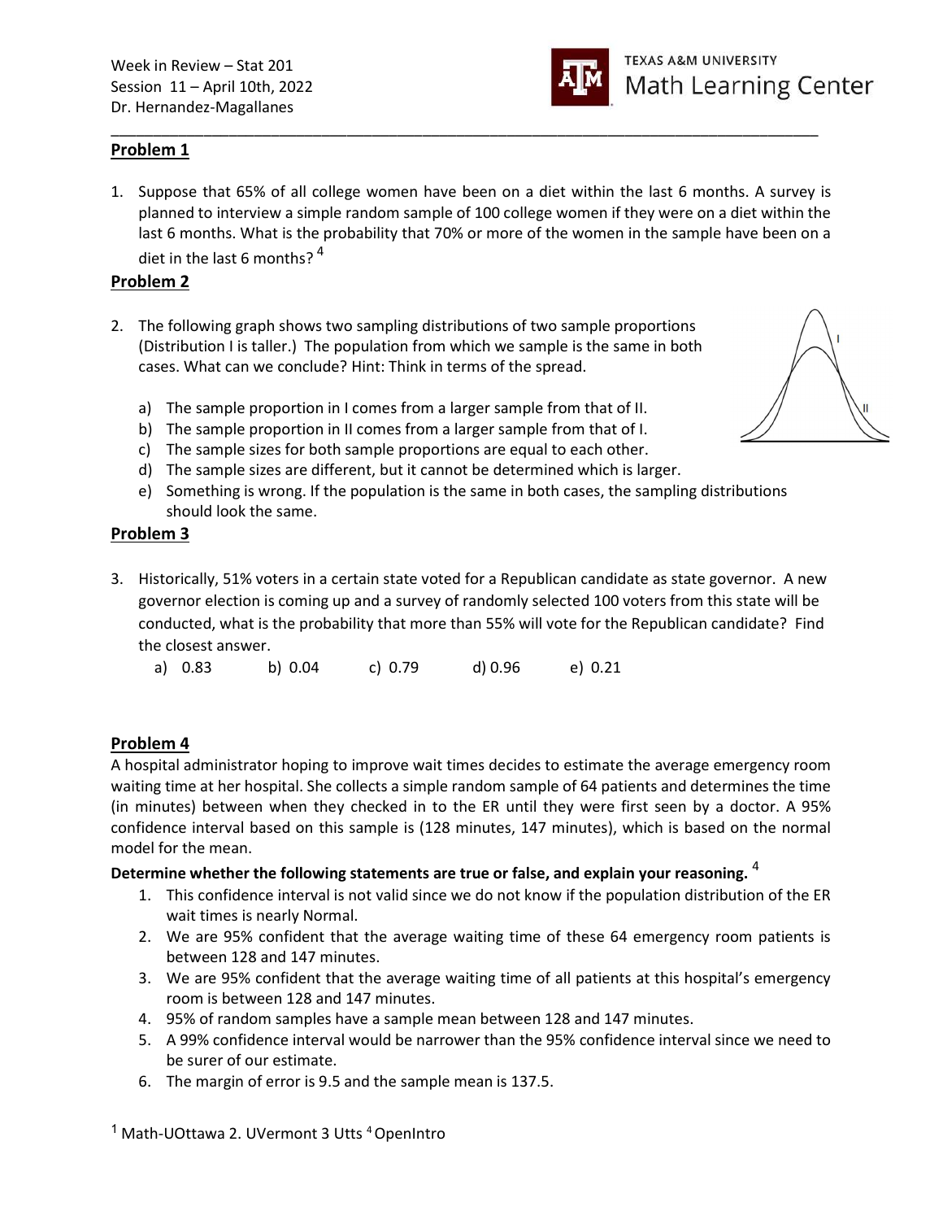Week in Review – Stat 201
Session 11 – April 10th, 2022
Dr. Hernandez-Magallanes

TEXAS A&M UNIVERSITY Math Learning Center

---

## Problem 1

1. Suppose that 65% of all college women have been on a diet within the last 6 months. A survey is planned to interview a simple random sample of 100 college women if they were on a diet within the last 6 months. What is the probability that 70% or more of the women in the sample have been on a diet in the last 6 months? [4]

## Problem 2

2. The following graph shows two sampling distributions of two sample proportions (Distribution I is taller.) The population from which we sample is the same in both cases. What can we conclude? Hint: Think in terms of the spread.

   a) The sample proportion in I comes from a larger sample from that of II.
   b) The sample proportion in II comes from a larger sample from that of I.
   c) The sample sizes for both sample proportions are equal to each other.
   d) The sample sizes are different, but it cannot be determined which is larger.
   e) Something is wrong. If the population is the same in both cases, the sampling distributions should look the same.

## Problem 3

3. Historically, 51% voters in a certain state voted for a Republican candidate as state governor. A new governor election is coming up and a survey of randomly selected 100 voters from this state will be conducted, what is the probability that more than 55% will vote for the Republican candidate? Find the closest answer.

   a) 0.83 b) 0.04 c) 0.79 d) 0.96 e) 0.21

## Problem 4

A hospital administrator hoping to improve wait times decides to estimate the average emergency room waiting time at her hospital. She collects a simple random sample of 64 patients and determines the time (in minutes) between when they checked in to the ER until they were first seen by a doctor. A 95% confidence interval based on this sample is (128 minutes, 147 minutes), which is based on the normal model for the mean.

**Determine whether the following statements are true or false, and explain your reasoning.** [4]

1. This confidence interval is not valid since we do not know if the population distribution of the ER wait times is nearly Normal.
2. We are 95% confident that the average waiting time of these 64 emergency room patients is between 128 and 147 minutes.
3. We are 95% confident that the average waiting time of all patients at this hospital's emergency room is between 128 and 147 minutes.
4. 95% of random samples have a sample mean between 128 and 147 minutes.
5. A 99% confidence interval would be narrower than the 95% confidence interval since we need to be surer of our estimate.
6. The margin of error is 9.5 and the sample mean is 137.5.

[1] Math-UOttawa 2. UVermont 3 Utts [4] OpenIntro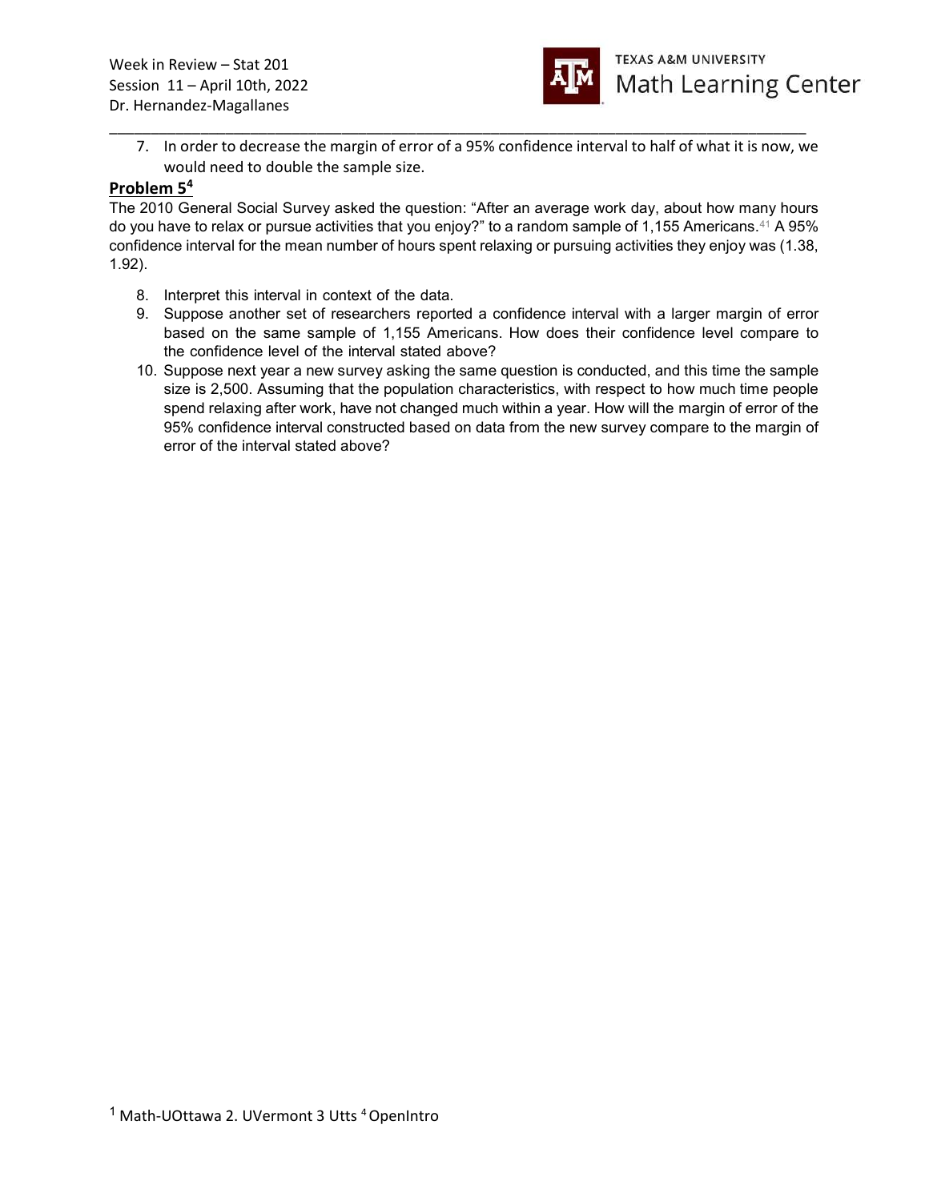7. In order to decrease the margin of error of a 95% confidence interval to half of what it is now, we would need to double the sample size.

**Problem 5[4]**

The 2010 General Social Survey asked the question: "After an average work day, about how many hours do you have to relax or pursue activities that you enjoy?" to a random sample of 1,155 Americans.[41] A 95% confidence interval for the mean number of hours spent relaxing or pursuing activities they enjoy was (1.38, 1.92).

8. Interpret this interval in context of the data.
9. Suppose another set of researchers reported a confidence interval with a larger margin of error based on the same sample of 1,155 Americans. How does their confidence level compare to the confidence level of the interval stated above?
10. Suppose next year a new survey asking the same question is conducted, and this time the sample size is 2,500. Assuming that the population characteristics, with respect to how much time people spend relaxing after work, have not changed much within a year. How will the margin of error of the 95% confidence interval constructed based on data from the new survey compare to the margin of error of the interval stated above?

[1] Math-UOttawa 2. UVermont 3 Utts [4] OpenIntro